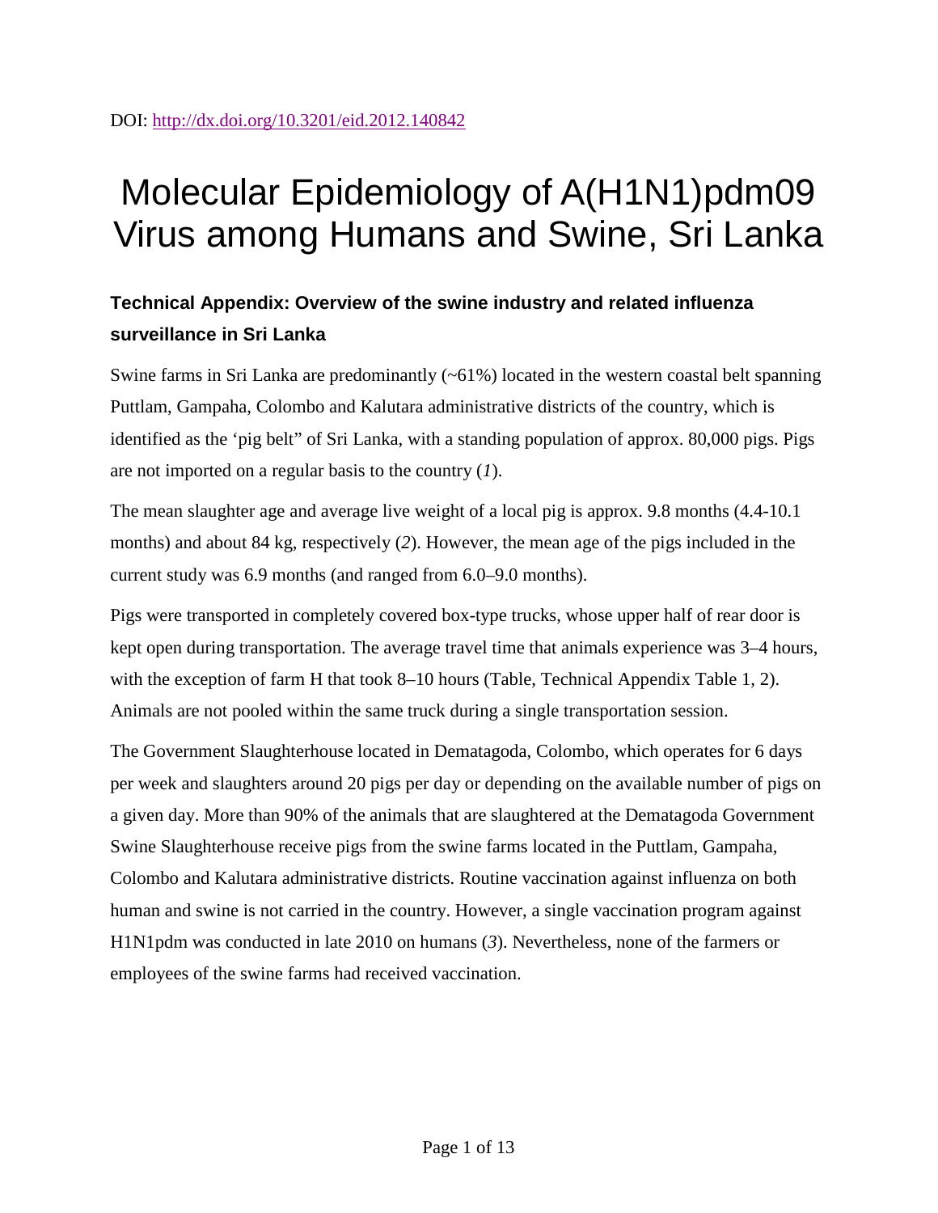DOI: http://dx.doi.org/10.3201/eid.2012.140842

# Molecular Epidemiology of A(H1N1)pdm09 Virus among Humans and Swine, Sri Lanka

### Technical Appendix: Overview of the swine industry and related influenza surveillance in Sri Lanka

Swine farms in Sri Lanka are predominantly (~61%) located in the western coastal belt spanning Puttlam, Gampaha, Colombo and Kalutara administrative districts of the country, which is identified as the 'pig belt" of Sri Lanka, with a standing population of approx. 80,000 pigs. Pigs are not imported on a regular basis to the country (*1*).

The mean slaughter age and average live weight of a local pig is approx. 9.8 months (4.4-10.1 months) and about 84 kg, respectively (*2*). However, the mean age of the pigs included in the current study was 6.9 months (and ranged from 6.0–9.0 months).

Pigs were transported in completely covered box-type trucks, whose upper half of rear door is kept open during transportation. The average travel time that animals experience was 3–4 hours, with the exception of farm H that took 8–10 hours (Table, Technical Appendix Table 1, 2). Animals are not pooled within the same truck during a single transportation session.

The Government Slaughterhouse located in Dematagoda, Colombo, which operates for 6 days per week and slaughters around 20 pigs per day or depending on the available number of pigs on a given day. More than 90% of the animals that are slaughtered at the Dematagoda Government Swine Slaughterhouse receive pigs from the swine farms located in the Puttlam, Gampaha, Colombo and Kalutara administrative districts. Routine vaccination against influenza on both human and swine is not carried in the country. However, a single vaccination program against H1N1pdm was conducted in late 2010 on humans (*3*). Nevertheless, none of the farmers or employees of the swine farms had received vaccination.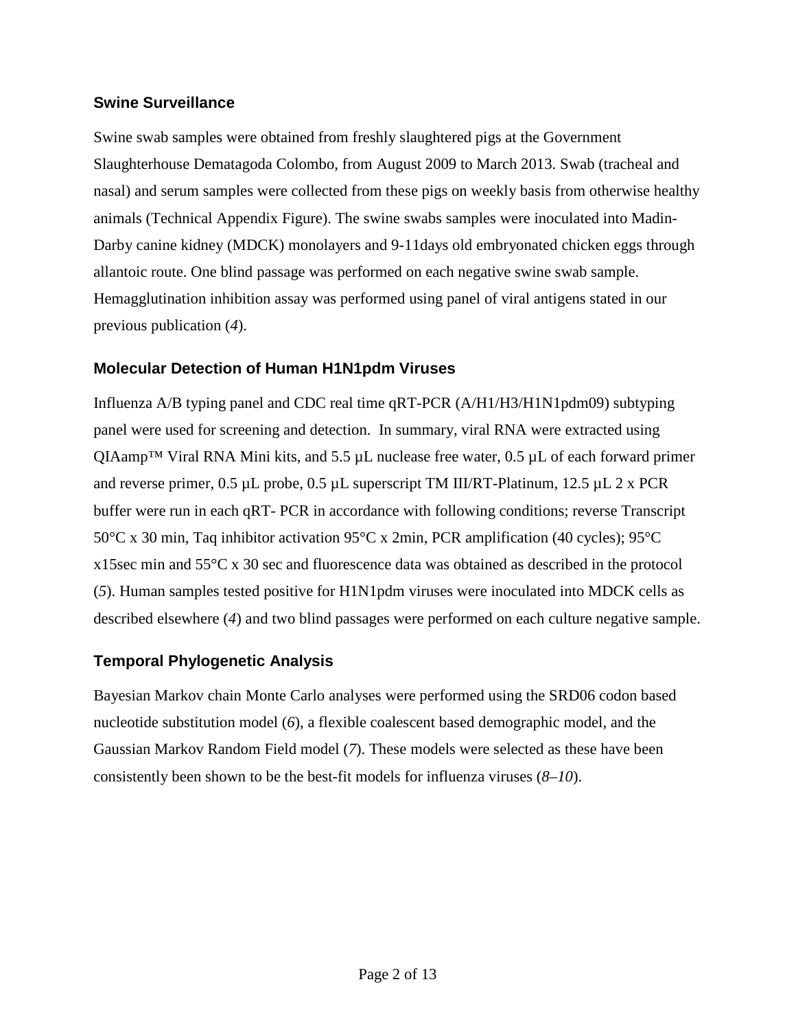## Swine Surveillance

Swine swab samples were obtained from freshly slaughtered pigs at the Government Slaughterhouse Dematagoda Colombo, from August 2009 to March 2013. Swab (tracheal and nasal) and serum samples were collected from these pigs on weekly basis from otherwise healthy animals (Technical Appendix Figure). The swine swabs samples were inoculated into Madin-Darby canine kidney (MDCK) monolayers and 9-11days old embryonated chicken eggs through allantoic route. One blind passage was performed on each negative swine swab sample. Hemagglutination inhibition assay was performed using panel of viral antigens stated in our previous publication (*4*).

## Molecular Detection of Human H1N1pdm Viruses

Influenza A/B typing panel and CDC real time qRT-PCR (A/H1/H3/H1N1pdm09) subtyping panel were used for screening and detection. In summary, viral RNA were extracted using QIAamp™ Viral RNA Mini kits, and 5.5 µL nuclease free water, 0.5 µL of each forward primer and reverse primer, 0.5 µL probe, 0.5 µL superscript TM III/RT-Platinum, 12.5 µL 2 x PCR buffer were run in each qRT- PCR in accordance with following conditions; reverse Transcript 50°C x 30 min, Taq inhibitor activation 95°C x 2min, PCR amplification (40 cycles); 95°C x15sec min and 55°C x 30 sec and fluorescence data was obtained as described in the protocol (*5*). Human samples tested positive for H1N1pdm viruses were inoculated into MDCK cells as described elsewhere (*4*) and two blind passages were performed on each culture negative sample.

## Temporal Phylogenetic Analysis

Bayesian Markov chain Monte Carlo analyses were performed using the SRD06 codon based nucleotide substitution model (*6*), a flexible coalescent based demographic model, and the Gaussian Markov Random Field model (*7*). These models were selected as these have been consistently been shown to be the best-fit models for influenza viruses (*8–10*).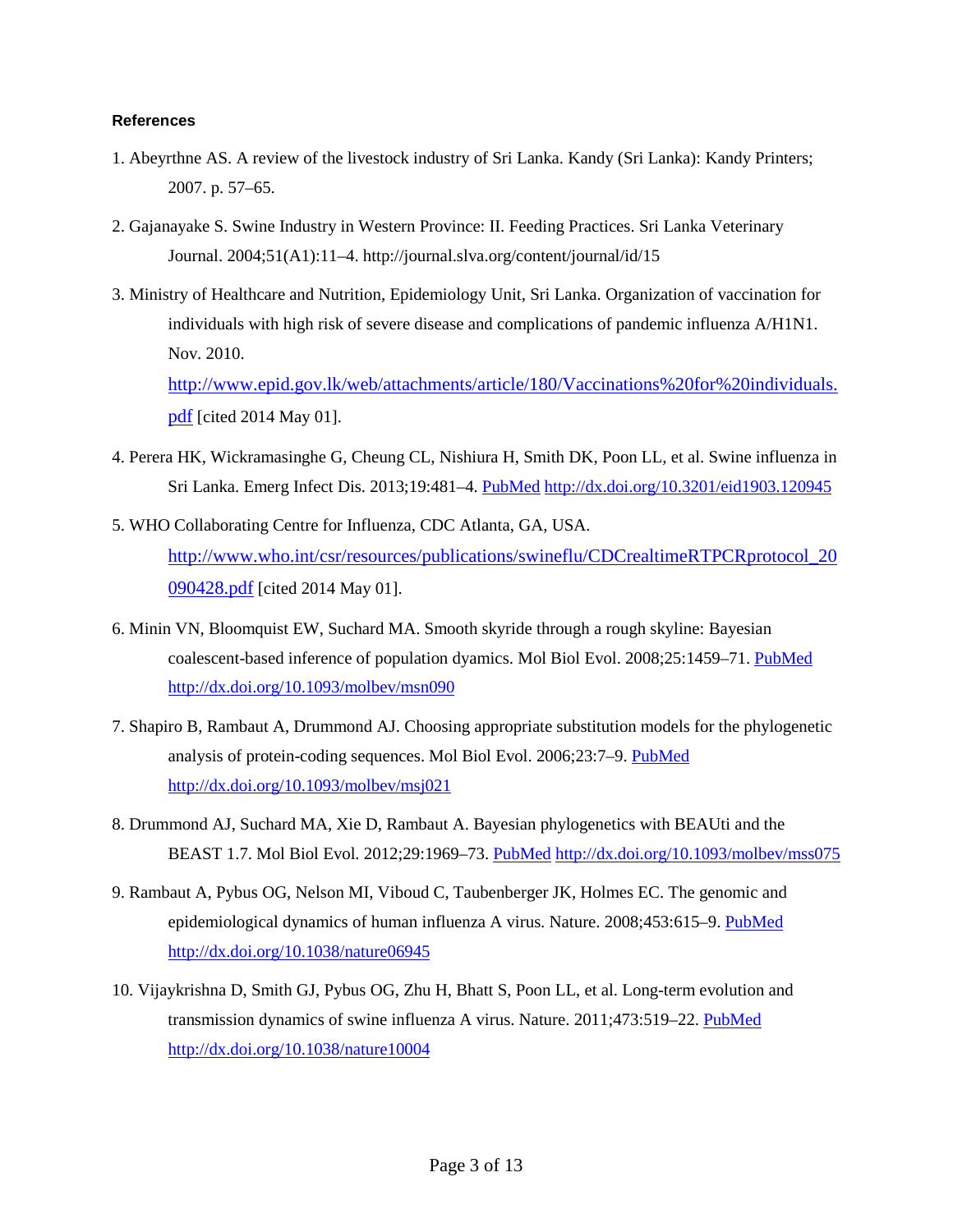**References**

1. Abeyrthne AS. A review of the livestock industry of Sri Lanka. Kandy (Sri Lanka): Kandy Printers; 2007. p. 57–65.

2. Gajanayake S. Swine Industry in Western Province: II. Feeding Practices. Sri Lanka Veterinary Journal. 2004;51(A1):11–4. http://journal.slva.org/content/journal/id/15

3. Ministry of Healthcare and Nutrition, Epidemiology Unit, Sri Lanka. Organization of vaccination for individuals with high risk of severe disease and complications of pandemic influenza A/H1N1. Nov. 2010. http://www.epid.gov.lk/web/attachments/article/180/Vaccinations%20for%20individuals.pdf [cited 2014 May 01].

4. Perera HK, Wickramasinghe G, Cheung CL, Nishiura H, Smith DK, Poon LL, et al. Swine influenza in Sri Lanka. Emerg Infect Dis. 2013;19:481–4. PubMed http://dx.doi.org/10.3201/eid1903.120945

5. WHO Collaborating Centre for Influenza, CDC Atlanta, GA, USA. http://www.who.int/csr/resources/publications/swineflu/CDCrealtimeRTPCRprotocol_20090428.pdf [cited 2014 May 01].

6. Minin VN, Bloomquist EW, Suchard MA. Smooth skyride through a rough skyline: Bayesian coalescent-based inference of population dyamics. Mol Biol Evol. 2008;25:1459–71. PubMed http://dx.doi.org/10.1093/molbev/msn090

7. Shapiro B, Rambaut A, Drummond AJ. Choosing appropriate substitution models for the phylogenetic analysis of protein-coding sequences. Mol Biol Evol. 2006;23:7–9. PubMed http://dx.doi.org/10.1093/molbev/msj021

8. Drummond AJ, Suchard MA, Xie D, Rambaut A. Bayesian phylogenetics with BEAUti and the BEAST 1.7. Mol Biol Evol. 2012;29:1969–73. PubMed http://dx.doi.org/10.1093/molbev/mss075

9. Rambaut A, Pybus OG, Nelson MI, Viboud C, Taubenberger JK, Holmes EC. The genomic and epidemiological dynamics of human influenza A virus. Nature. 2008;453:615–9. PubMed http://dx.doi.org/10.1038/nature06945

10. Vijaykrishna D, Smith GJ, Pybus OG, Zhu H, Bhatt S, Poon LL, et al. Long-term evolution and transmission dynamics of swine influenza A virus. Nature. 2011;473:519–22. PubMed http://dx.doi.org/10.1038/nature10004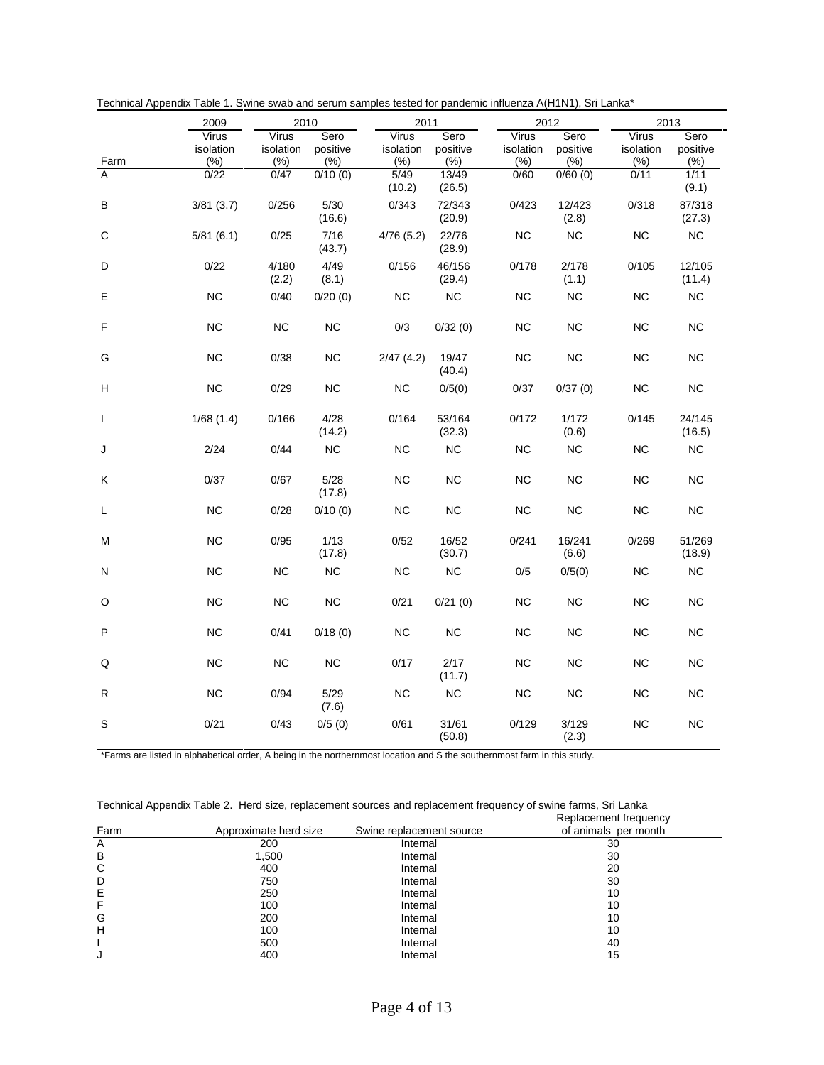Technical Appendix Table 1. Swine swab and serum samples tested for pandemic influenza A(H1N1), Sri Lanka*

| Farm | 2009 | 2010 | | 2011 | | 2012 | | 2013 | |
|---|---|---|---|---|---|---|---|---|---|
| | Virus isolation (%) | Virus isolation (%) | Sero positive (%) | Virus isolation (%) | Sero positive (%) | Virus isolation (%) | Sero positive (%) | Virus isolation (%) | Sero positive (%) |
| A | 0/22 | 0/47 | 0/10 (0) | 5/49 (10.2) | 13/49 (26.5) | 0/60 | 0/60 (0) | 0/11 | 1/11 (9.1) |
| B | 3/81 (3.7) | 0/256 | 5/30 (16.6) | 0/343 | 72/343 (20.9) | 0/423 | 12/423 (2.8) | 0/318 | 87/318 (27.3) |
| C | 5/81 (6.1) | 0/25 | 7/16 (43.7) | 4/76 (5.2) | 22/76 (28.9) | NC | NC | NC | NC |
| D | 0/22 | 4/180 (2.2) | 4/49 (8.1) | 0/156 | 46/156 (29.4) | 0/178 | 2/178 (1.1) | 0/105 | 12/105 (11.4) |
| E | NC | 0/40 | 0/20 (0) | NC | NC | NC | NC | NC | NC |
| F | NC | NC | NC | 0/3 | 0/32 (0) | NC | NC | NC | NC |
| G | NC | 0/38 | NC | 2/47 (4.2) | 19/47 (40.4) | NC | NC | NC | NC |
| H | NC | 0/29 | NC | NC | 0/5(0) | 0/37 | 0/37 (0) | NC | NC |
| I | 1/68 (1.4) | 0/166 | 4/28 (14.2) | 0/164 | 53/164 (32.3) | 0/172 | 1/172 (0.6) | 0/145 | 24/145 (16.5) |
| J | 2/24 | 0/44 | NC | NC | NC | NC | NC | NC | NC |
| K | 0/37 | 0/67 | 5/28 (17.8) | NC | NC | NC | NC | NC | NC |
| L | NC | 0/28 | 0/10 (0) | NC | NC | NC | NC | NC | NC |
| M | NC | 0/95 | 1/13 (17.8) | 0/52 | 16/52 (30.7) | 0/241 | 16/241 (6.6) | 0/269 | 51/269 (18.9) |
| N | NC | NC | NC | NC | NC | 0/5 | 0/5(0) | NC | NC |
| O | NC | NC | NC | 0/21 | 0/21 (0) | NC | NC | NC | NC |
| P | NC | 0/41 | 0/18 (0) | NC | NC | NC | NC | NC | NC |
| Q | NC | NC | NC | 0/17 | 2/17 (11.7) | NC | NC | NC | NC |
| R | NC | 0/94 | 5/29 (7.6) | NC | NC | NC | NC | NC | NC |
| S | 0/21 | 0/43 | 0/5 (0) | 0/61 | 31/61 (50.8) | 0/129 | 3/129 (2.3) | NC | NC |

*Farms are listed in alphabetical order, A being in the northernmost location and S the southernmost farm in this study.

Technical Appendix Table 2. Herd size, replacement sources and replacement frequency of swine farms, Sri Lanka

| Farm | Approximate herd size | Swine replacement source | Replacement frequency of animals per month |
|---|---|---|---|
| A | 200 | Internal | 30 |
| B | 1,500 | Internal | 30 |
| C | 400 | Internal | 20 |
| D | 750 | Internal | 30 |
| E | 250 | Internal | 10 |
| F | 100 | Internal | 10 |
| G | 200 | Internal | 10 |
| H | 100 | Internal | 10 |
| I | 500 | Internal | 40 |
| J | 400 | Internal | 15 |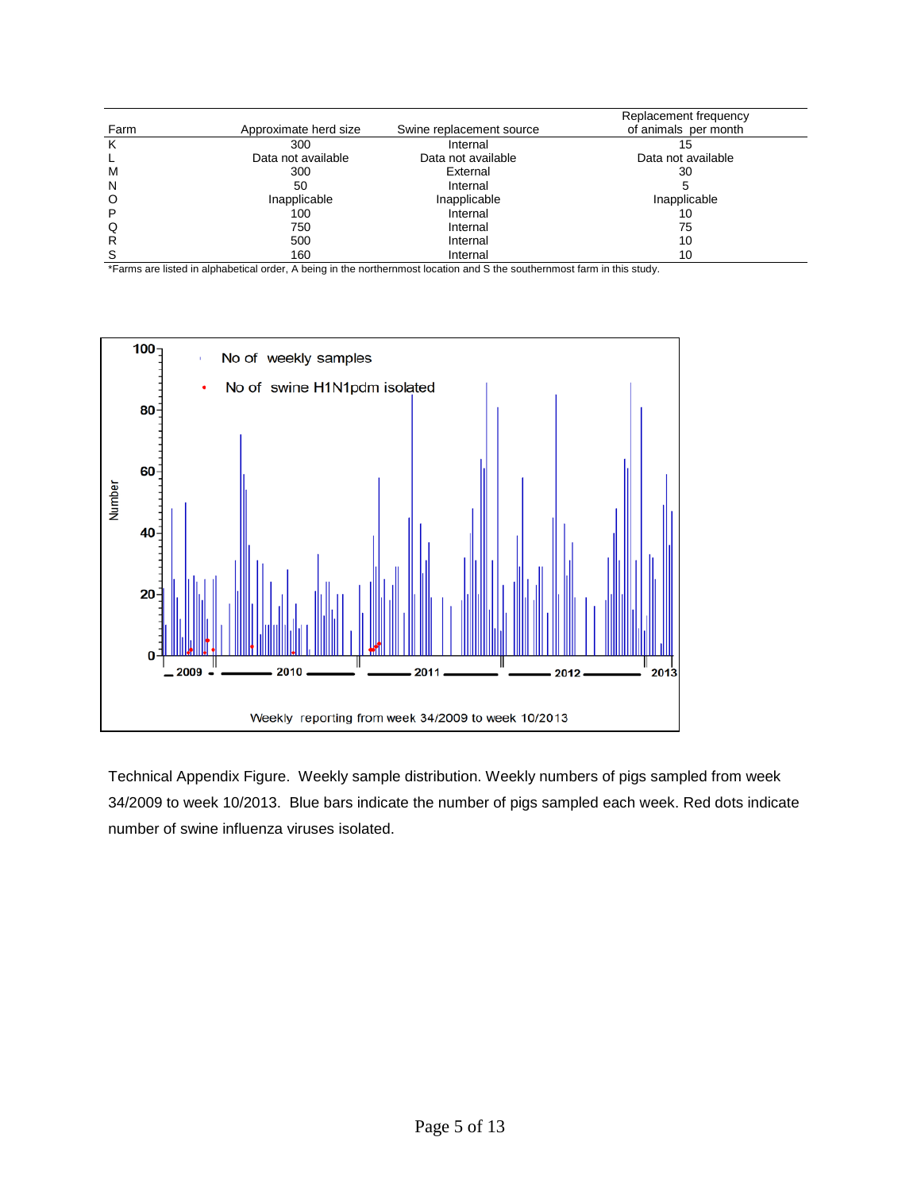| Farm | Approximate herd size | Swine replacement source | Replacement frequency of animals per month |
|---|---|---|---|
| K | 300 | Internal | 15 |
| L | Data not available | Data not available | Data not available |
| M | 300 | External | 30 |
| N | 50 | Internal | 5 |
| O | Inapplicable | Inapplicable | Inapplicable |
| P | 100 | Internal | 10 |
| Q | 750 | Internal | 75 |
| R | 500 | Internal | 10 |
| S | 160 | Internal | 10 |

*Farms are listed in alphabetical order, A being in the northernmost location and S the southernmost farm in this study.

Technical Appendix Figure. Weekly sample distribution. Weekly numbers of pigs sampled from week 34/2009 to week 10/2013. Blue bars indicate the number of pigs sampled each week. Red dots indicate number of swine influenza viruses isolated.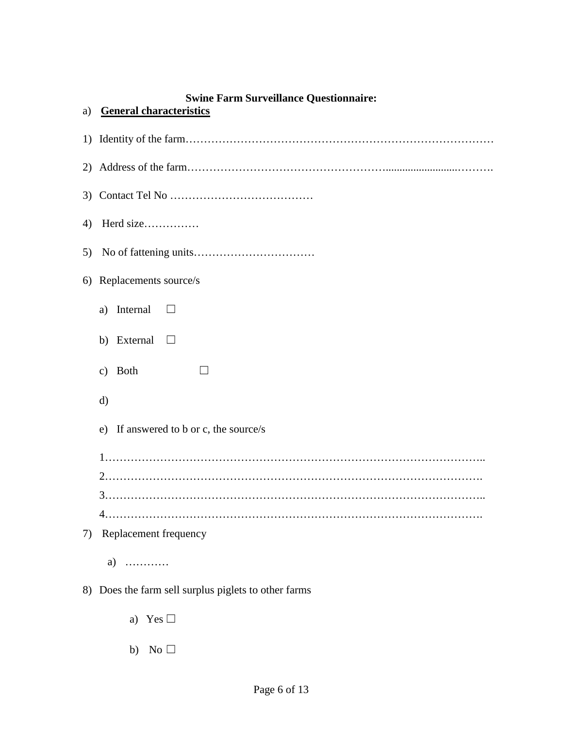**Swine Farm Surveillance Questionnaire:**

a) **General characteristics**

1) Identity of the farm…………………………………………………………………………

2) Address of the farm……………………………………………..........................……….

3) Contact Tel No …………………………………

4) Herd size……………

5) No of fattening units……………………………

6) Replacements source/s

   a) Internal ☐

   b) External ☐

   c) Both ☐

   d)

   e) If answered to b or c, the source/s

   1………………………………………………………………………………………..
   2……………………………………………………………………………………….
   3………………………………………………………………………………………..
   4……………………………………………………………………………………….

7) Replacement frequency

   a) …………

8) Does the farm sell surplus piglets to other farms

   a) Yes ☐

   b) No ☐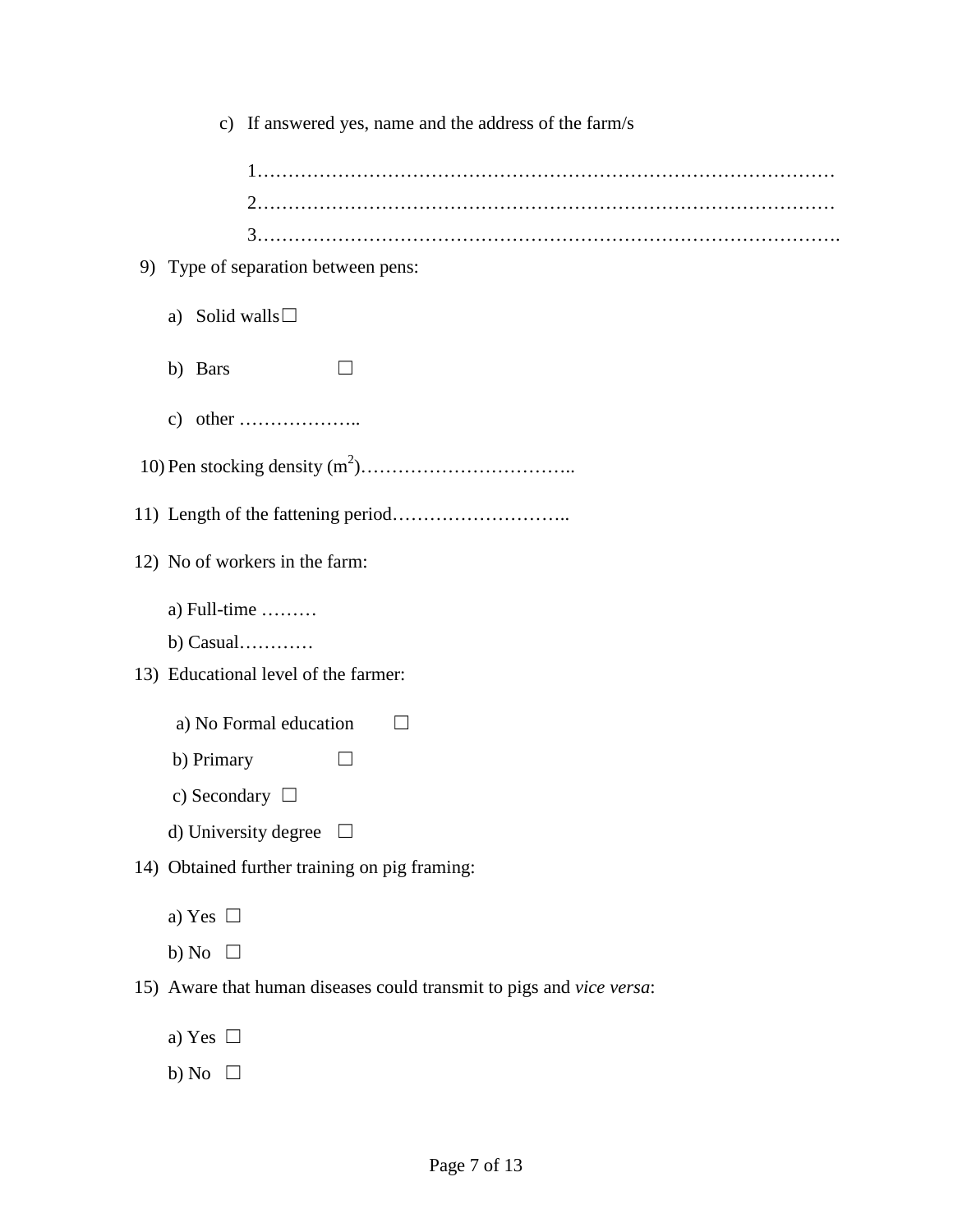c) If answered yes, name and the address of the farm/s

1………………………………………………………………………………
2………………………………………………………………………………
3……………………………………………………………………………….

9) Type of separation between pens:

a) Solid walls ☐

b) Bars ☐

c) other ………………..

10) Pen stocking density ($m^2$)……………………………..

11) Length of the fattening period………………………..

12) No of workers in the farm:

a) Full-time ………

b) Casual…………

13) Educational level of the farmer:

a) No Formal education ☐

b) Primary ☐

c) Secondary ☐

d) University degree ☐

14) Obtained further training on pig framing:

a) Yes ☐

b) No ☐

15) Aware that human diseases could transmit to pigs and *vice versa*:

a) Yes ☐

b) No ☐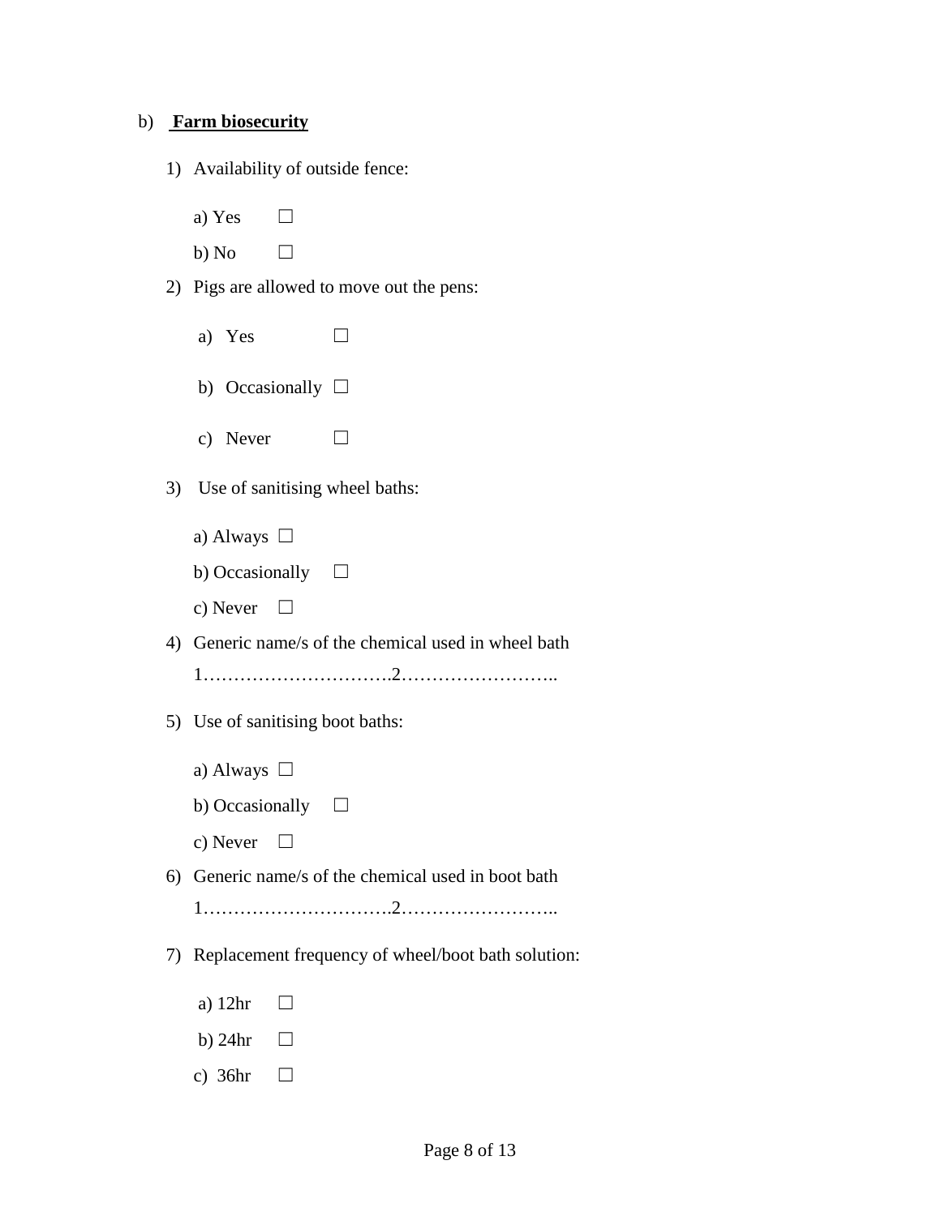b) **<u>Farm biosecurity</u>**

1) Availability of outside fence:

   a) Yes ☐

   b) No ☐

2) Pigs are allowed to move out the pens:

   a) Yes ☐

   b) Occasionally ☐

   c) Never ☐

3) Use of sanitising wheel baths:

   a) Always ☐

   b) Occasionally ☐

   c) Never ☐

4) Generic name/s of the chemical used in wheel bath

   1………………………….2……………………..

5) Use of sanitising boot baths:

   a) Always ☐

   b) Occasionally ☐

   c) Never ☐

6) Generic name/s of the chemical used in boot bath

   1………………………….2……………………..

7) Replacement frequency of wheel/boot bath solution:

   a) 12hr ☐

   b) 24hr ☐

   c) 36hr ☐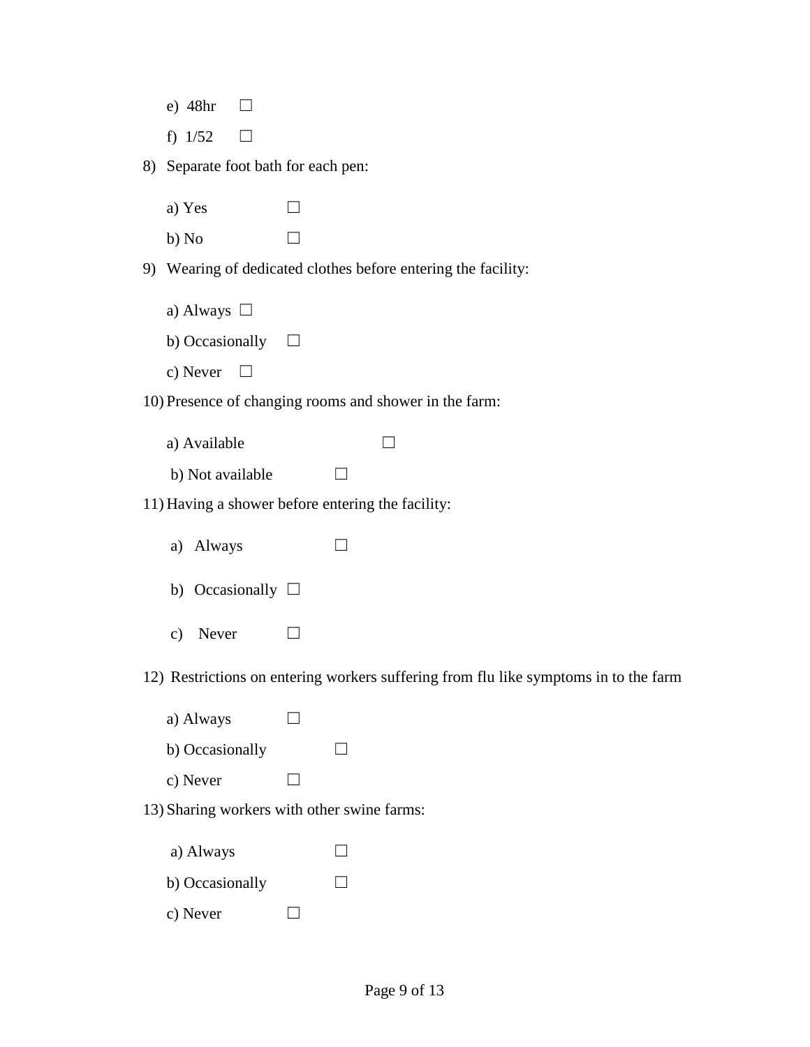e) 48hr ☐

f) 1/52 ☐

8) Separate foot bath for each pen:

   a) Yes ☐

   b) No ☐

9) Wearing of dedicated clothes before entering the facility:

   a) Always ☐

   b) Occasionally ☐

   c) Never ☐

10) Presence of changing rooms and shower in the farm:

    a) Available ☐

    b) Not available ☐

11) Having a shower before entering the facility:

    a) Always ☐

    b) Occasionally ☐

    c) Never ☐

12) Restrictions on entering workers suffering from flu like symptoms in to the farm

    a) Always ☐

    b) Occasionally ☐

    c) Never ☐

13) Sharing workers with other swine farms:

    a) Always ☐

    b) Occasionally ☐

    c) Never ☐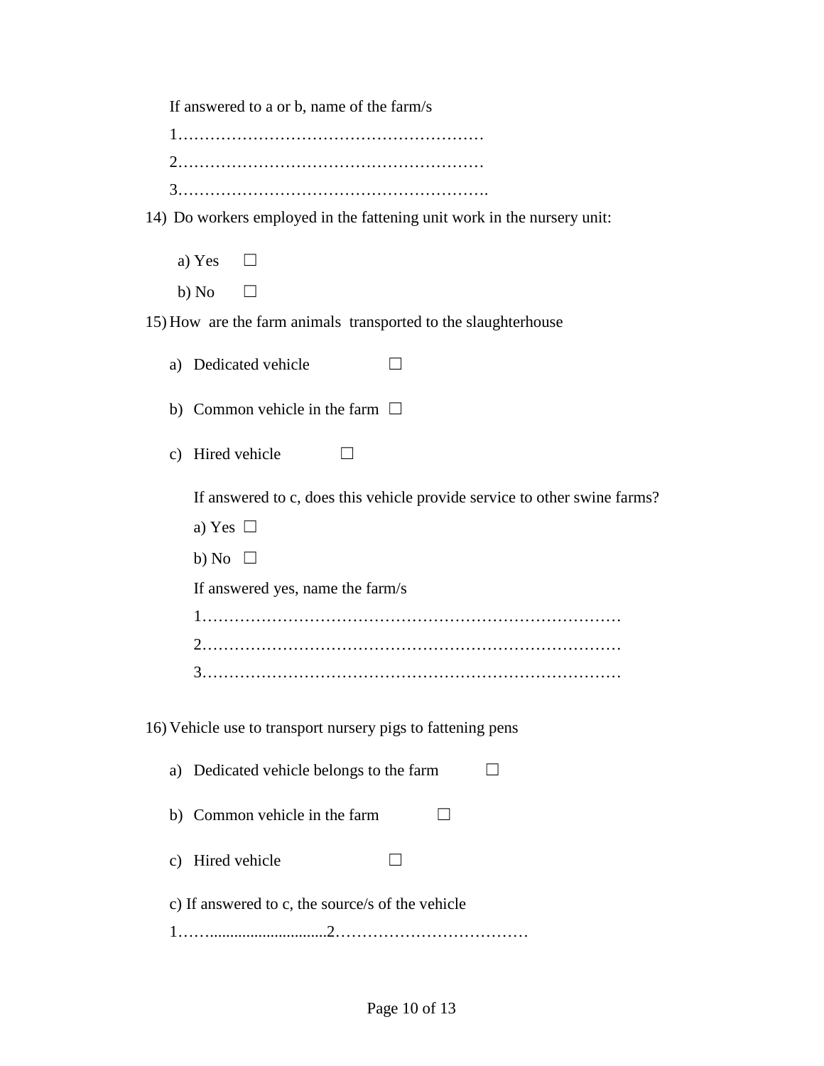If answered to a or b, name of the farm/s

1…………………………………………………

2…………………………………………………

3………………………………………………….

14) Do workers employed in the fattening unit work in the nursery unit:

a) Yes ☐

b) No ☐

15) How are the farm animals transported to the slaughterhouse

a) Dedicated vehicle ☐

b) Common vehicle in the farm ☐

c) Hired vehicle ☐

If answered to c, does this vehicle provide service to other swine farms?

a) Yes ☐

b) No ☐

If answered yes, name the farm/s

1……………………………………………………………………

2……………………………………………………………………

3……………………………………………………………………

16) Vehicle use to transport nursery pigs to fattening pens

a) Dedicated vehicle belongs to the farm ☐

b) Common vehicle in the farm ☐

c) Hired vehicle ☐

c) If answered to c, the source/s of the vehicle

1……...............................2………………………………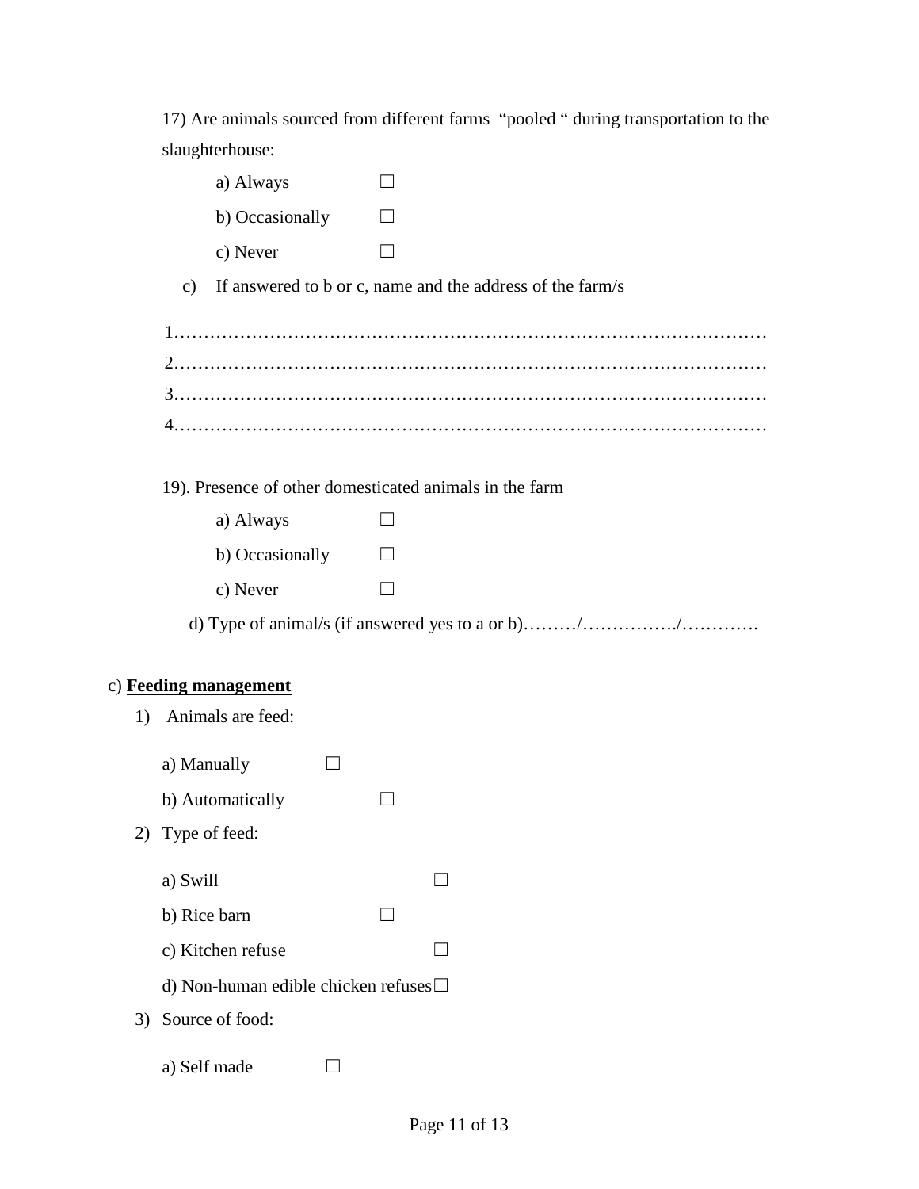17) Are animals sourced from different farms "pooled " during transportation to the slaughterhouse:

a) Always ☐

b) Occasionally ☐

c) Never ☐

c) If answered to b or c, name and the address of the farm/s

1……………………………………………………………………………………

2……………………………………………………………………………………

3……………………………………………………………………………………

4……………………………………………………………………………………

19). Presence of other domesticated animals in the farm

a) Always ☐

b) Occasionally ☐

c) Never ☐

d) Type of animal/s (if answered yes to a or b)………/……………./…………

c) **Feeding management**

1) Animals are feed:

a) Manually ☐

b) Automatically ☐

2) Type of feed:

a) Swill ☐

b) Rice barn ☐

c) Kitchen refuse ☐

d) Non-human edible chicken refuses ☐

3) Source of food:

a) Self made ☐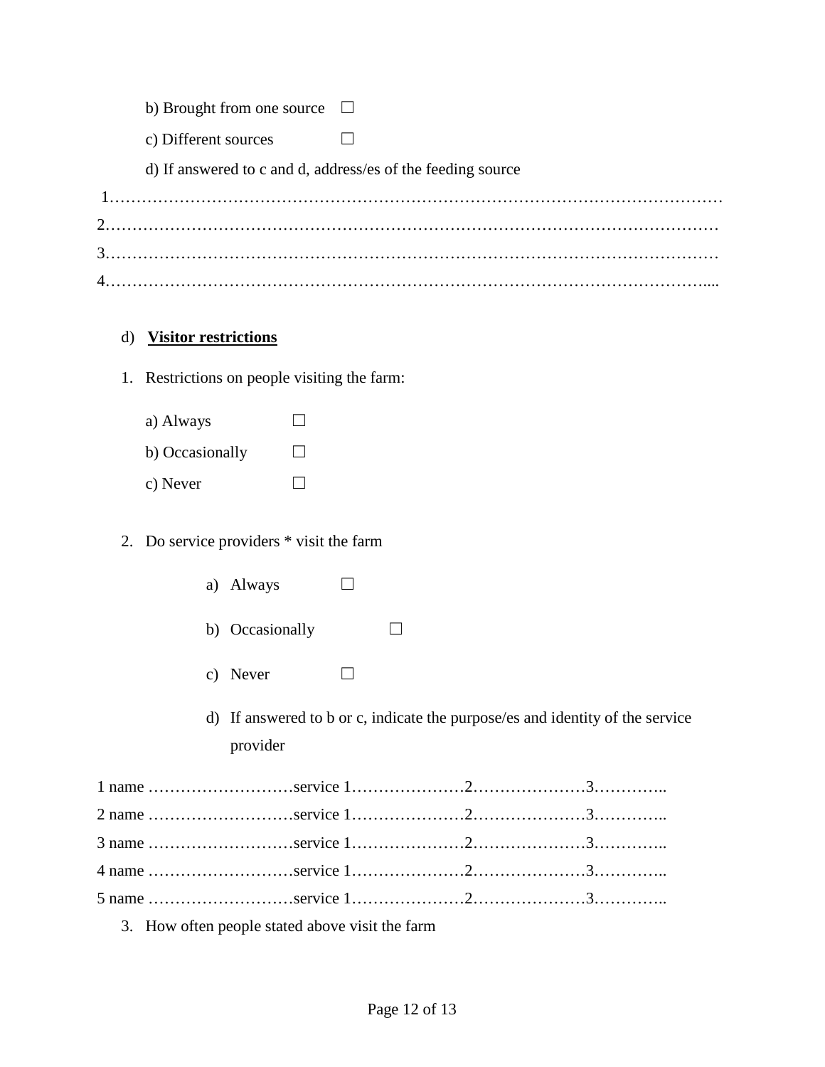b) Brought from one source ☐

c) Different sources ☐

d) If answered to c and d, address/es of the feeding source

1…………………………………………………………………………………………………

2…………………………………………………………………………………………………

3…………………………………………………………………………………………………

4………………………………………………………………………………………………....

d) **Visitor restrictions**

1. Restrictions on people visiting the farm:

   a) Always ☐

   b) Occasionally ☐

   c) Never ☐

2. Do service providers * visit the farm

   a) Always ☐

   b) Occasionally ☐

   c) Never ☐

   d) If answered to b or c, indicate the purpose/es and identity of the service provider

1 name ………………………service 1…………………2…………………3…………..

2 name ………………………service 1…………………2…………………3…………..

3 name ………………………service 1…………………2…………………3…………..

4 name ………………………service 1…………………2…………………3…………..

5 name ………………………service 1…………………2…………………3…………..

3. How often people stated above visit the farm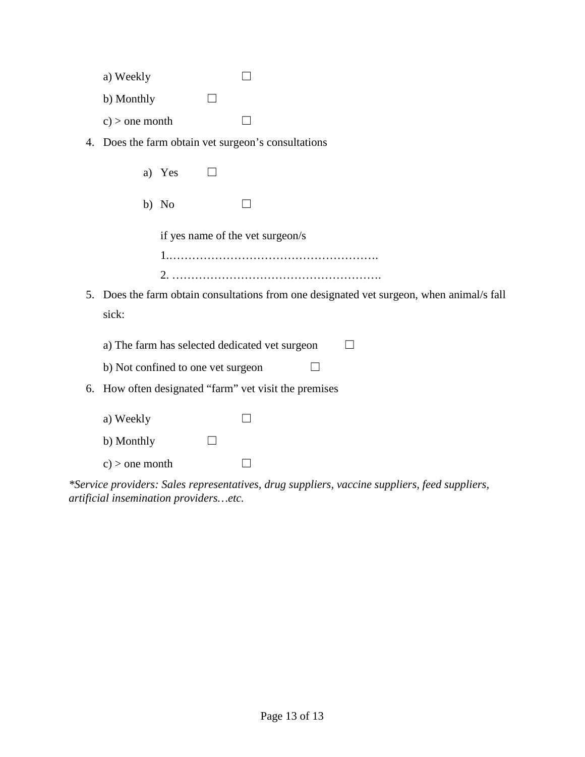a) Weekly ☐

b) Monthly ☐

c) > one month ☐

4. Does the farm obtain vet surgeon's consultations

   a) Yes ☐

   b) No ☐

   if yes name of the vet surgeon/s

   1.……………………………………………….

   2. ……………………………………………….

5. Does the farm obtain consultations from one designated vet surgeon, when animal/s fall sick:

   a) The farm has selected dedicated vet surgeon ☐

   b) Not confined to one vet surgeon ☐

6. How often designated "farm" vet visit the premises

   a) Weekly ☐

   b) Monthly ☐

   c) > one month ☐

*\*Service providers: Sales representatives, drug suppliers, vaccine suppliers, feed suppliers, artificial insemination providers…etc.*